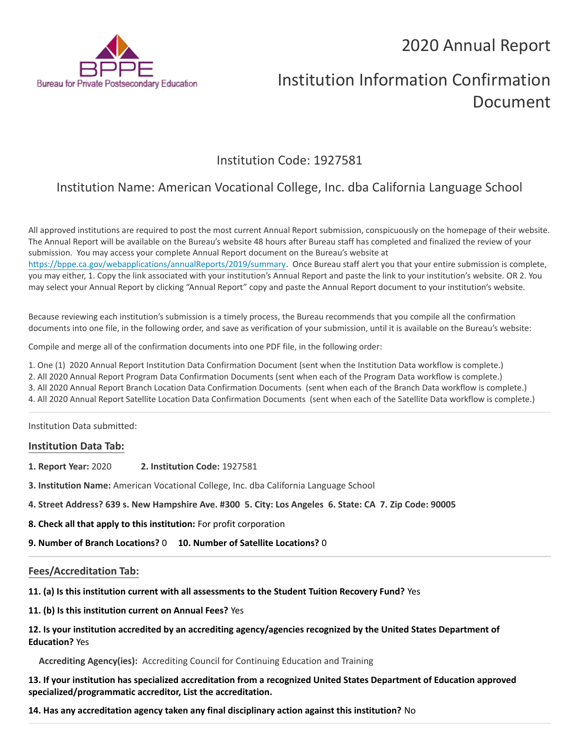# 2020 Annual Report

# Institution Information Confirmation Document

## Institution Code: 1927581

## Institution Name: American Vocational College, Inc. dba California Language School

All approved institutions are required to post the most current Annual Report submission, conspicuously on the homepage of their website. The Annual Report will be available on the Bureau's website 48 hours after Bureau staff has completed and finalized the review of your submission. You may access your complete Annual Report document on the Bureau's website at https://bppe.ca.gov/webapplications/annualReports/2019/summary. Once Bureau staff alert you that your entire submission is complete, you may either, 1. Copy the link associated with your institution's Annual Report and paste the link to your institution's website. OR 2. You may select your Annual Report by clicking "Annual Report" copy and paste the Annual Report document to your institution's website.

Because reviewing each institution's submission is a timely process, the Bureau recommends that you compile all the confirmation documents into one file, in the following order, and save as verification of your submission, until it is available on the Bureau's website:

Compile and merge all of the confirmation documents into one PDF file, in the following order:

1. One (1) 2020 Annual Report Institution Data Confirmation Document (sent when the Institution Data workflow is complete.)
2. All 2020 Annual Report Program Data Confirmation Documents (sent when each of the Program Data workflow is complete.)
3. All 2020 Annual Report Branch Location Data Confirmation Documents (sent when each of the Branch Data workflow is complete.)
4. All 2020 Annual Report Satellite Location Data Confirmation Documents (sent when each of the Satellite Data workflow is complete.)

---

Institution Data submitted:

### Institution Data Tab:

**1. Report Year:** 2020 **2. Institution Code:** 1927581

**3. Institution Name:** American Vocational College, Inc. dba California Language School

**4. Street Address? 639 s. New Hampshire Ave. #300 5. City: Los Angeles 6. State: CA 7. Zip Code: 90005**

**8. Check all that apply to this institution:** For profit corporation

**9. Number of Branch Locations?** 0 **10. Number of Satellite Locations?** 0

---

### Fees/Accreditation Tab:

**11. (a) Is this institution current with all assessments to the Student Tuition Recovery Fund?** Yes

**11. (b) Is this institution current on Annual Fees?** Yes

**12. Is your institution accredited by an accrediting agency/agencies recognized by the United States Department of Education?** Yes

**Accrediting Agency(ies):** Accrediting Council for Continuing Education and Training

**13. If your institution has specialized accreditation from a recognized United States Department of Education approved specialized/programmatic accreditor, List the accreditation.**

**14. Has any accreditation agency taken any final disciplinary action against this institution?** No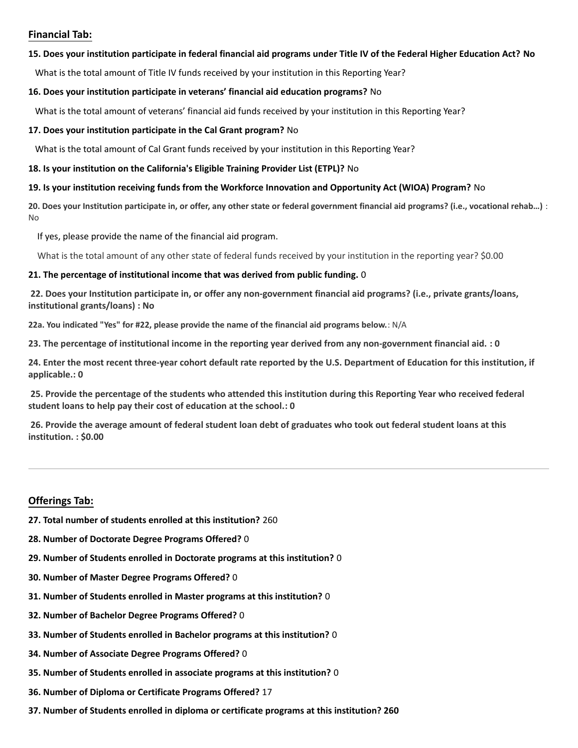## Financial Tab:

**15. Does your institution participate in federal financial aid programs under Title IV of the Federal Higher Education Act? No**

What is the total amount of Title IV funds received by your institution in this Reporting Year?

**16. Does your institution participate in veterans' financial aid education programs?** No

What is the total amount of veterans' financial aid funds received by your institution in this Reporting Year?

**17. Does your institution participate in the Cal Grant program?** No

What is the total amount of Cal Grant funds received by your institution in this Reporting Year?

**18. Is your institution on the California's Eligible Training Provider List (ETPL)?** No

**19. Is your institution receiving funds from the Workforce Innovation and Opportunity Act (WIOA) Program?** No

**20. Does your Institution participate in, or offer, any other state or federal government financial aid programs? (i.e., vocational rehab...)** : No

If yes, please provide the name of the financial aid program.

What is the total amount of any other state of federal funds received by your institution in the reporting year? $0.00

**21. The percentage of institutional income that was derived from public funding.** 0

**22. Does your Institution participate in, or offer any non-government financial aid programs? (i.e., private grants/loans, institutional grants/loans) : No**

**22a. You indicated "Yes" for #22, please provide the name of the financial aid programs below.**: N/A

**23. The percentage of institutional income in the reporting year derived from any non-government financial aid. : 0**

**24. Enter the most recent three-year cohort default rate reported by the U.S. Department of Education for this institution, if applicable.: 0**

**25. Provide the percentage of the students who attended this institution during this Reporting Year who received federal student loans to help pay their cost of education at the school.: 0**

**26. Provide the average amount of federal student loan debt of graduates who took out federal student loans at this institution. : $0.00**

---

## Offerings Tab:

**27. Total number of students enrolled at this institution?** 260

**28. Number of Doctorate Degree Programs Offered?** 0

**29. Number of Students enrolled in Doctorate programs at this institution?** 0

**30. Number of Master Degree Programs Offered?** 0

**31. Number of Students enrolled in Master programs at this institution?** 0

**32. Number of Bachelor Degree Programs Offered?** 0

**33. Number of Students enrolled in Bachelor programs at this institution?** 0

**34. Number of Associate Degree Programs Offered?** 0

**35. Number of Students enrolled in associate programs at this institution?** 0

**36. Number of Diploma or Certificate Programs Offered?** 17

**37. Number of Students enrolled in diploma or certificate programs at this institution? 260**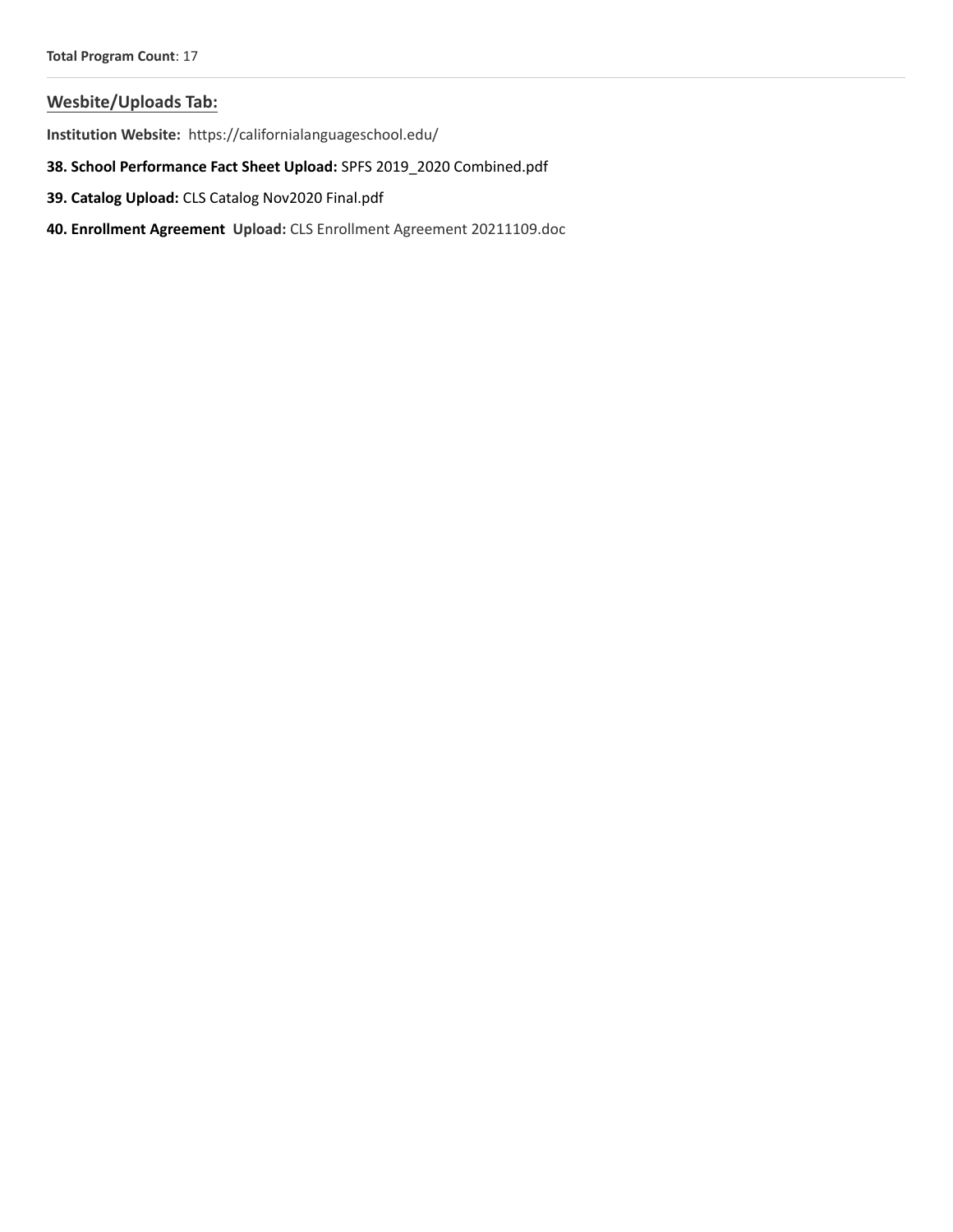**Total Program Count**: 17

---

## Wesbite/Uploads Tab:

**Institution Website:** https://californialanguageschool.edu/

**38. School Performance Fact Sheet Upload:** SPFS 2019_2020 Combined.pdf

**39. Catalog Upload:** CLS Catalog Nov2020 Final.pdf

**40. Enrollment Agreement Upload:** CLS Enrollment Agreement 20211109.doc